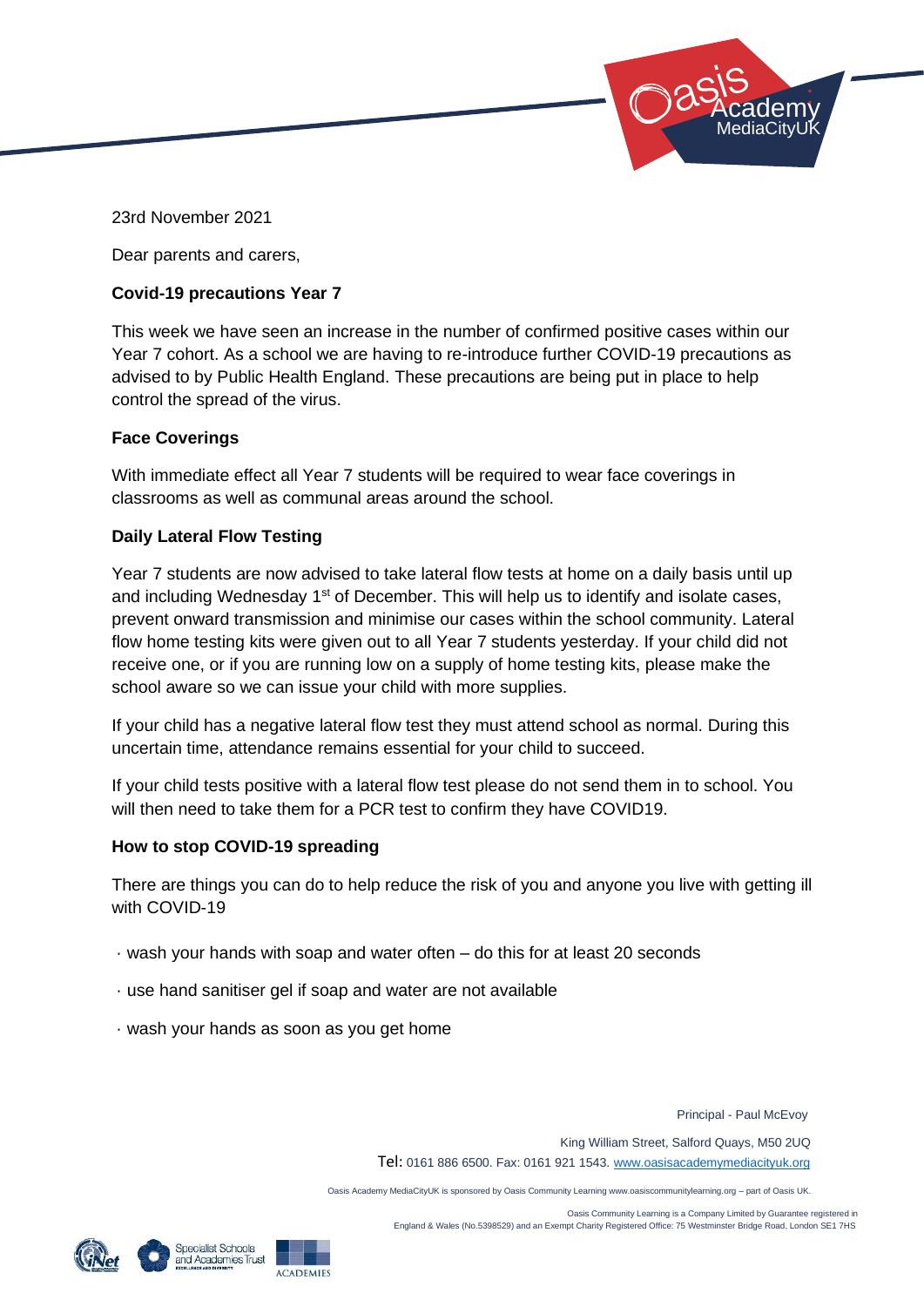23rd November 2021

Dear parents and carers,

**Covid-19 precautions Year 7**

This week we have seen an increase in the number of confirmed positive cases within our Year 7 cohort. As a school we are having to re-introduce further COVID-19 precautions as advised to by Public Health England. These precautions are being put in place to help control the spread of the virus.

**Face Coverings**

With immediate effect all Year 7 students will be required to wear face coverings in classrooms as well as communal areas around the school.

**Daily Lateral Flow Testing**

Year 7 students are now advised to take lateral flow tests at home on a daily basis until up and including Wednesday 1st of December. This will help us to identify and isolate cases, prevent onward transmission and minimise our cases within the school community. Lateral flow home testing kits were given out to all Year 7 students yesterday. If your child did not receive one, or if you are running low on a supply of home testing kits, please make the school aware so we can issue your child with more supplies.

If your child has a negative lateral flow test they must attend school as normal. During this uncertain time, attendance remains essential for your child to succeed.

If your child tests positive with a lateral flow test please do not send them in to school. You will then need to take them for a PCR test to confirm they have COVID19.

**How to stop COVID-19 spreading**

There are things you can do to help reduce the risk of you and anyone you live with getting ill with COVID-19

- wash your hands with soap and water often – do this for at least 20 seconds
- use hand sanitiser gel if soap and water are not available
- wash your hands as soon as you get home

Principal - Paul McEvoy

King William Street, Salford Quays, M50 2UQ

Tel: 0161 886 6500. Fax: 0161 921 1543. www.oasisacademymediacityuk.org

Oasis Academy MediaCityUK is sponsored by Oasis Community Learning www.oasiscommunitylearning.org – part of Oasis UK.

Oasis Community Learning is a Company Limited by Guarantee registered in England & Wales (No.5398529) and an Exempt Charity Registered Office: 75 Westminster Bridge Road, London SE1 7HS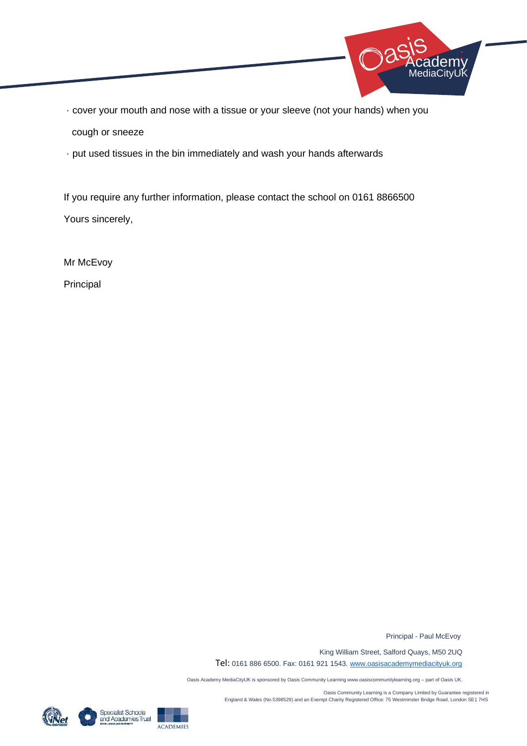- cover your mouth and nose with a tissue or your sleeve (not your hands) when you cough or sneeze
- put used tissues in the bin immediately and wash your hands afterwards

If you require any further information, please contact the school on 0161 8866500

Yours sincerely,

Mr McEvoy

Principal

Principal - Paul McEvoy

King William Street, Salford Quays, M50 2UQ

Tel: 0161 886 6500. Fax: 0161 921 1543. www.oasisacademymediacityuk.org

Oasis Academy MediaCityUK is sponsored by Oasis Community Learning www.oasiscommunitylearning.org – part of Oasis UK.

Oasis Community Learning is a Company Limited by Guarantee registered in England & Wales (No.5398529) and an Exempt Charity Registered Office: 75 Westminster Bridge Road, London SE1 7HS